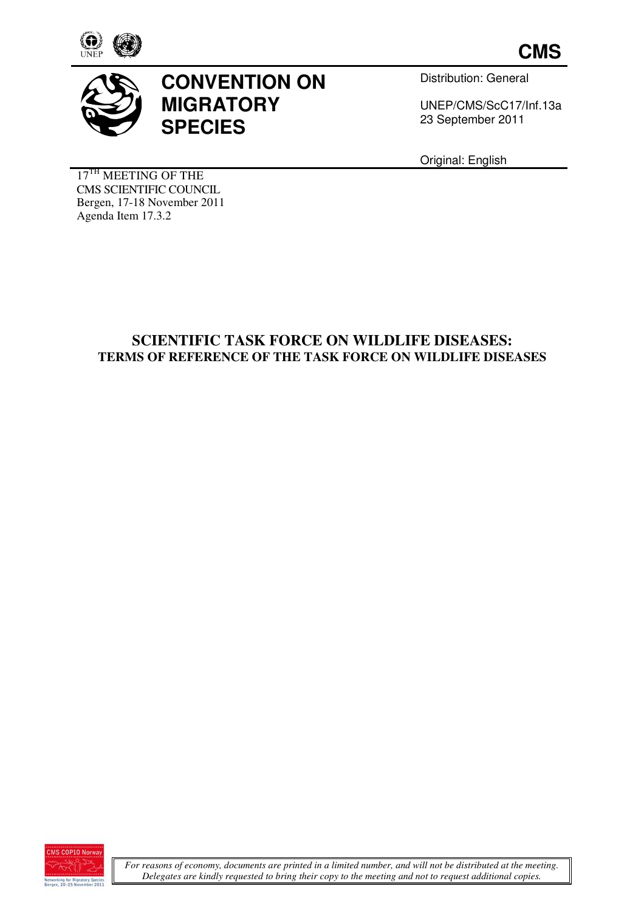**CMS**

# CONVENTION ON MIGRATORY SPECIES

Distribution: General

UNEP/CMS/ScC17/Inf.13a
23 September 2011

Original: English

17[TH] MEETING OF THE
CMS SCIENTIFIC COUNCIL
Bergen, 17-18 November 2011
Agenda Item 17.3.2

## SCIENTIFIC TASK FORCE ON WILDLIFE DISEASES:
## TERMS OF REFERENCE OF THE TASK FORCE ON WILDLIFE DISEASES

*For reasons of economy, documents are printed in a limited number, and will not be distributed at the meeting. Delegates are kindly requested to bring their copy to the meeting and not to request additional copies.*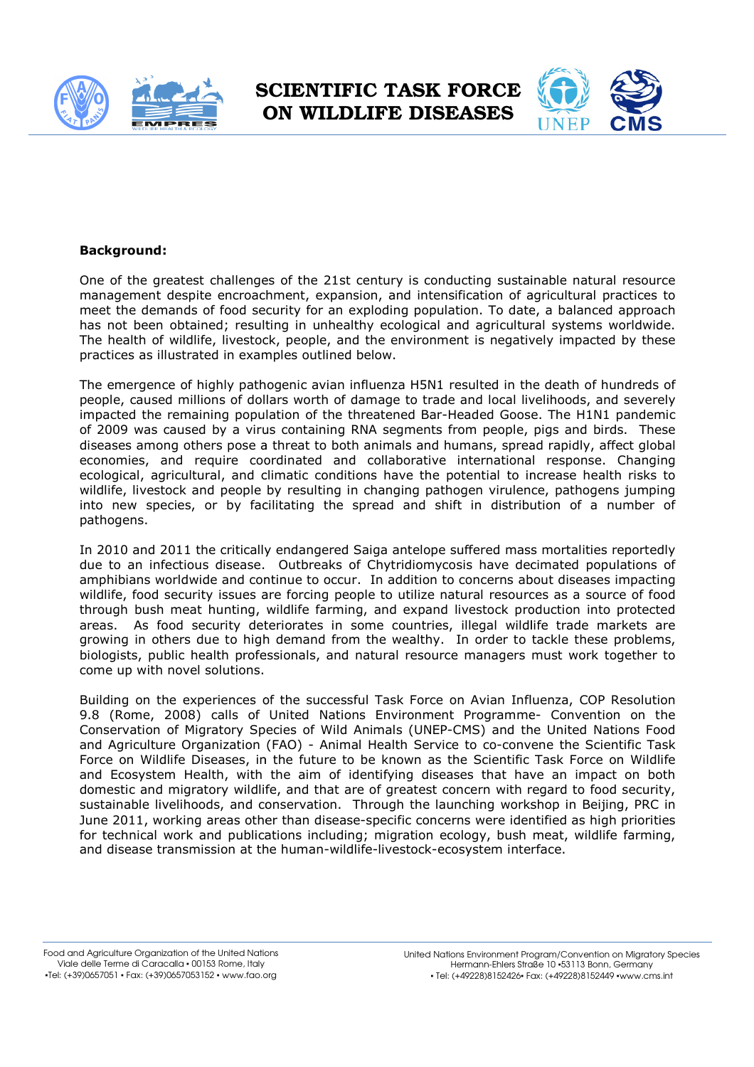**Background:**

One of the greatest challenges of the 21st century is conducting sustainable natural resource management despite encroachment, expansion, and intensification of agricultural practices to meet the demands of food security for an exploding population. To date, a balanced approach has not been obtained; resulting in unhealthy ecological and agricultural systems worldwide. The health of wildlife, livestock, people, and the environment is negatively impacted by these practices as illustrated in examples outlined below.

The emergence of highly pathogenic avian influenza H5N1 resulted in the death of hundreds of people, caused millions of dollars worth of damage to trade and local livelihoods, and severely impacted the remaining population of the threatened Bar-Headed Goose. The H1N1 pandemic of 2009 was caused by a virus containing RNA segments from people, pigs and birds. These diseases among others pose a threat to both animals and humans, spread rapidly, affect global economies, and require coordinated and collaborative international response. Changing ecological, agricultural, and climatic conditions have the potential to increase health risks to wildlife, livestock and people by resulting in changing pathogen virulence, pathogens jumping into new species, or by facilitating the spread and shift in distribution of a number of pathogens.

In 2010 and 2011 the critically endangered Saiga antelope suffered mass mortalities reportedly due to an infectious disease. Outbreaks of Chytridiomycosis have decimated populations of amphibians worldwide and continue to occur. In addition to concerns about diseases impacting wildlife, food security issues are forcing people to utilize natural resources as a source of food through bush meat hunting, wildlife farming, and expand livestock production into protected areas. As food security deteriorates in some countries, illegal wildlife trade markets are growing in others due to high demand from the wealthy. In order to tackle these problems, biologists, public health professionals, and natural resource managers must work together to come up with novel solutions.

Building on the experiences of the successful Task Force on Avian Influenza, COP Resolution 9.8 (Rome, 2008) calls of United Nations Environment Programme- Convention on the Conservation of Migratory Species of Wild Animals (UNEP-CMS) and the United Nations Food and Agriculture Organization (FAO) - Animal Health Service to co-convene the Scientific Task Force on Wildlife Diseases, in the future to be known as the Scientific Task Force on Wildlife and Ecosystem Health, with the aim of identifying diseases that have an impact on both domestic and migratory wildlife, and that are of greatest concern with regard to food security, sustainable livelihoods, and conservation. Through the launching workshop in Beijing, PRC in June 2011, working areas other than disease-specific concerns were identified as high priorities for technical work and publications including; migration ecology, bush meat, wildlife farming, and disease transmission at the human-wildlife-livestock-ecosystem interface.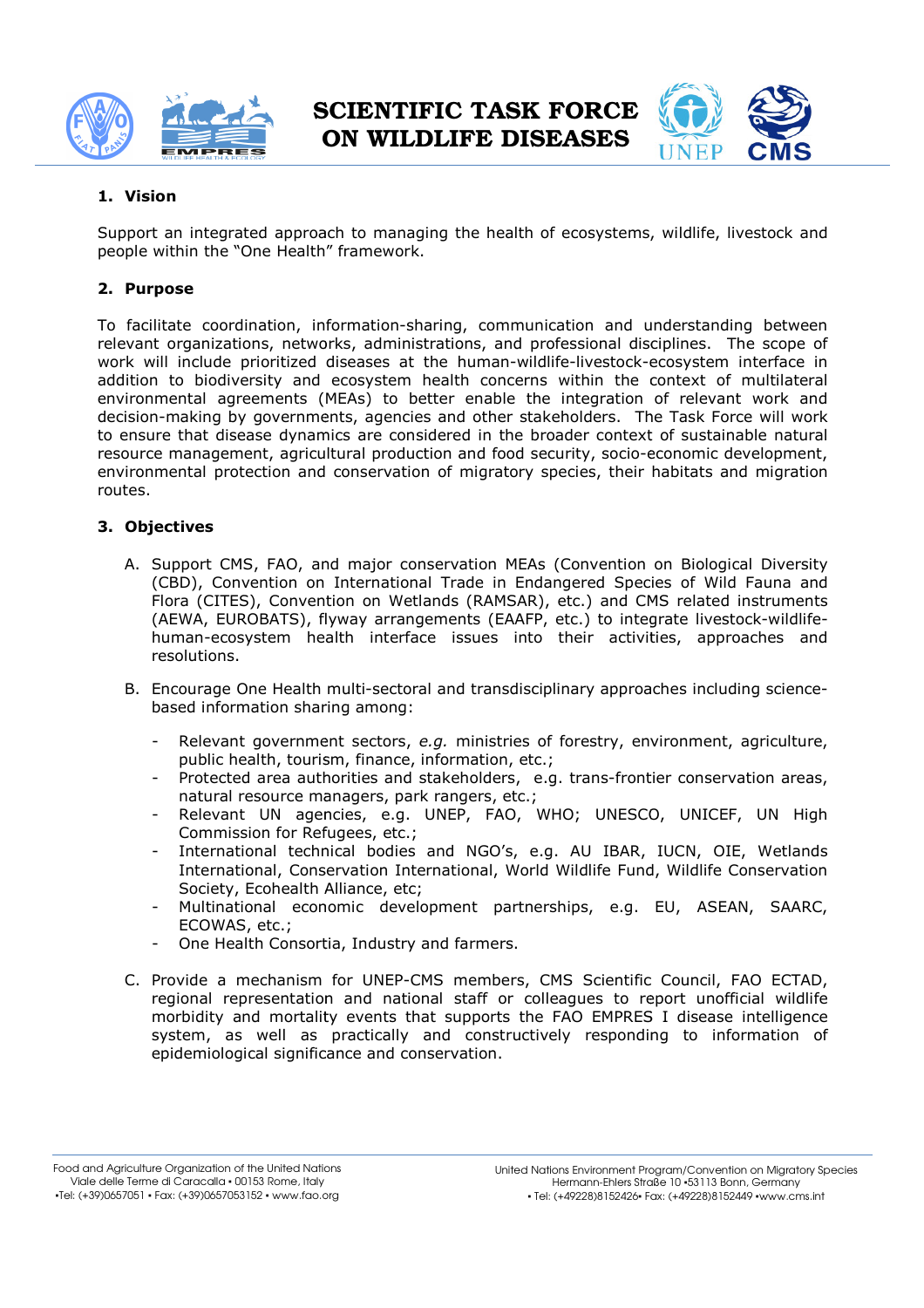# SCIENTIFIC TASK FORCE ON WILDLIFE DISEASES

## 1. Vision

Support an integrated approach to managing the health of ecosystems, wildlife, livestock and people within the "One Health" framework.

## 2. Purpose

To facilitate coordination, information-sharing, communication and understanding between relevant organizations, networks, administrations, and professional disciplines. The scope of work will include prioritized diseases at the human-wildlife-livestock-ecosystem interface in addition to biodiversity and ecosystem health concerns within the context of multilateral environmental agreements (MEAs) to better enable the integration of relevant work and decision-making by governments, agencies and other stakeholders. The Task Force will work to ensure that disease dynamics are considered in the broader context of sustainable natural resource management, agricultural production and food security, socio-economic development, environmental protection and conservation of migratory species, their habitats and migration routes.

## 3. Objectives

A. Support CMS, FAO, and major conservation MEAs (Convention on Biological Diversity (CBD), Convention on International Trade in Endangered Species of Wild Fauna and Flora (CITES), Convention on Wetlands (RAMSAR), etc.) and CMS related instruments (AEWA, EUROBATS), flyway arrangements (EAAFP, etc.) to integrate livestock-wildlife-human-ecosystem health interface issues into their activities, approaches and resolutions.

B. Encourage One Health multi-sectoral and transdisciplinary approaches including science-based information sharing among:

- Relevant government sectors, *e.g.* ministries of forestry, environment, agriculture, public health, tourism, finance, information, etc.;
- Protected area authorities and stakeholders, e.g. trans-frontier conservation areas, natural resource managers, park rangers, etc.;
- Relevant UN agencies, e.g. UNEP, FAO, WHO; UNESCO, UNICEF, UN High Commission for Refugees, etc.;
- International technical bodies and NGO's, e.g. AU IBAR, IUCN, OIE, Wetlands International, Conservation International, World Wildlife Fund, Wildlife Conservation Society, Ecohealth Alliance, etc;
- Multinational economic development partnerships, e.g. EU, ASEAN, SAARC, ECOWAS, etc.;
- One Health Consortia, Industry and farmers.

C. Provide a mechanism for UNEP-CMS members, CMS Scientific Council, FAO ECTAD, regional representation and national staff or colleagues to report unofficial wildlife morbidity and mortality events that supports the FAO EMPRES I disease intelligence system, as well as practically and constructively responding to information of epidemiological significance and conservation.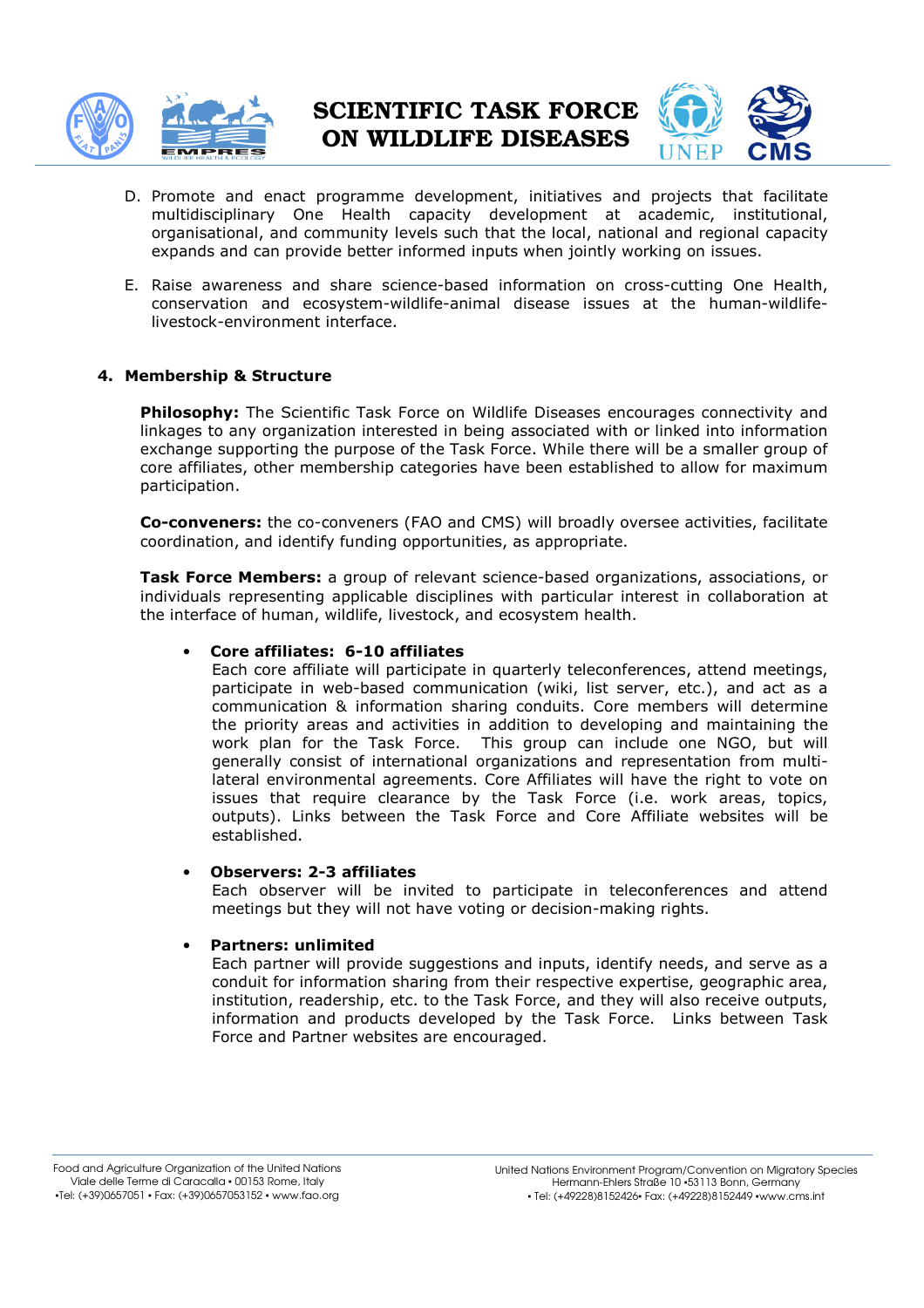D. Promote and enact programme development, initiatives and projects that facilitate multidisciplinary One Health capacity development at academic, institutional, organisational, and community levels such that the local, national and regional capacity expands and can provide better informed inputs when jointly working on issues.

E. Raise awareness and share science-based information on cross-cutting One Health, conservation and ecosystem-wildlife-animal disease issues at the human-wildlife-livestock-environment interface.

## 4. Membership & Structure

**Philosophy:** The Scientific Task Force on Wildlife Diseases encourages connectivity and linkages to any organization interested in being associated with or linked into information exchange supporting the purpose of the Task Force. While there will be a smaller group of core affiliates, other membership categories have been established to allow for maximum participation.

**Co-conveners:** the co-conveners (FAO and CMS) will broadly oversee activities, facilitate coordination, and identify funding opportunities, as appropriate.

**Task Force Members:** a group of relevant science-based organizations, associations, or individuals representing applicable disciplines with particular interest in collaboration at the interface of human, wildlife, livestock, and ecosystem health.

- **Core affiliates: 6-10 affiliates**
  Each core affiliate will participate in quarterly teleconferences, attend meetings, participate in web-based communication (wiki, list server, etc.), and act as a communication & information sharing conduits. Core members will determine the priority areas and activities in addition to developing and maintaining the work plan for the Task Force. This group can include one NGO, but will generally consist of international organizations and representation from multi-lateral environmental agreements. Core Affiliates will have the right to vote on issues that require clearance by the Task Force (i.e. work areas, topics, outputs). Links between the Task Force and Core Affiliate websites will be established.

- **Observers: 2-3 affiliates**
  Each observer will be invited to participate in teleconferences and attend meetings but they will not have voting or decision-making rights.

- **Partners: unlimited**
  Each partner will provide suggestions and inputs, identify needs, and serve as a conduit for information sharing from their respective expertise, geographic area, institution, readership, etc. to the Task Force, and they will also receive outputs, information and products developed by the Task Force. Links between Task Force and Partner websites are encouraged.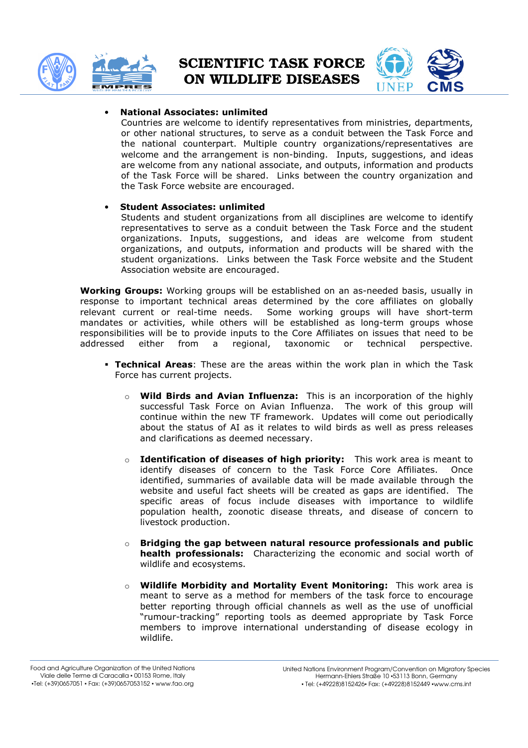- **National Associates: unlimited**
  Countries are welcome to identify representatives from ministries, departments, or other national structures, to serve as a conduit between the Task Force and the national counterpart. Multiple country organizations/representatives are welcome and the arrangement is non-binding. Inputs, suggestions, and ideas are welcome from any national associate, and outputs, information and products of the Task Force will be shared. Links between the country organization and the Task Force website are encouraged.

- **Student Associates: unlimited**
  Students and student organizations from all disciplines are welcome to identify representatives to serve as a conduit between the Task Force and the student organizations. Inputs, suggestions, and ideas are welcome from student organizations, and outputs, information and products will be shared with the student organizations. Links between the Task Force website and the Student Association website are encouraged.

**Working Groups:** Working groups will be established on an as-needed basis, usually in response to important technical areas determined by the core affiliates on globally relevant current or real-time needs. Some working groups will have short-term mandates or activities, while others will be established as long-term groups whose responsibilities will be to provide inputs to the Core Affiliates on issues that need to be addressed either from a regional, taxonomic or technical perspective.

- **Technical Areas**: These are the areas within the work plan in which the Task Force has current projects.

  - **Wild Birds and Avian Influenza:** This is an incorporation of the highly successful Task Force on Avian Influenza. The work of this group will continue within the new TF framework. Updates will come out periodically about the status of AI as it relates to wild birds as well as press releases and clarifications as deemed necessary.

  - **Identification of diseases of high priority:** This work area is meant to identify diseases of concern to the Task Force Core Affiliates. Once identified, summaries of available data will be made available through the website and useful fact sheets will be created as gaps are identified. The specific areas of focus include diseases with importance to wildlife population health, zoonotic disease threats, and disease of concern to livestock production.

  - **Bridging the gap between natural resource professionals and public health professionals:** Characterizing the economic and social worth of wildlife and ecosystems.

  - **Wildlife Morbidity and Mortality Event Monitoring:** This work area is meant to serve as a method for members of the task force to encourage better reporting through official channels as well as the use of unofficial "rumour-tracking" reporting tools as deemed appropriate by Task Force members to improve international understanding of disease ecology in wildlife.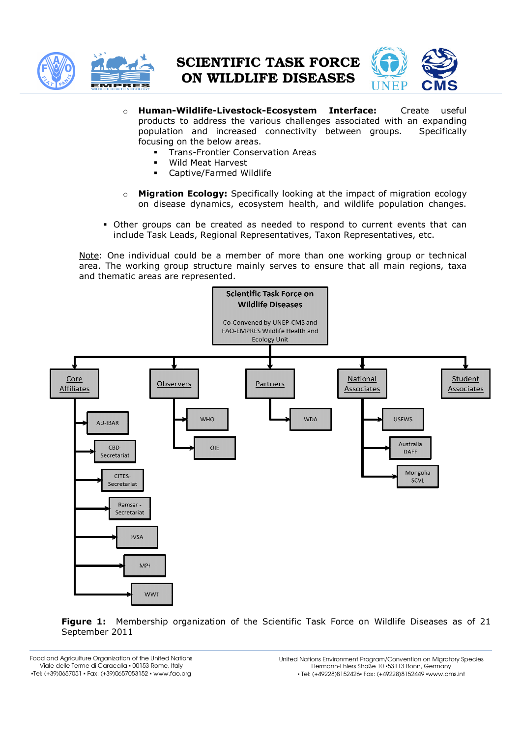- **Human-Wildlife-Livestock-Ecosystem Interface:** Create useful products to address the various challenges associated with an expanding population and increased connectivity between groups. Specifically focusing on the below areas.
    - Trans-Frontier Conservation Areas
    - Wild Meat Harvest
    - Captive/Farmed Wildlife
- **Migration Ecology:** Specifically looking at the impact of migration ecology on disease dynamics, ecosystem health, and wildlife population changes.

- Other groups can be created as needed to respond to current events that can include Task Leads, Regional Representatives, Taxon Representatives, etc.

Note: One individual could be a member of more than one working group or technical area. The working group structure mainly serves to ensure that all main regions, taxa and thematic areas are represented.

**Scientific Task Force on Wildlife Diseases**

Co-Convened by UNEP-CMS and FAO-EMPRES Wildlife Health and Ecology Unit

- Core Affiliates
    - AU-IBAR
    - CBD Secretariat
    - CITES Secretariat
    - Ramsar - Secretariat
    - IVSA
    - MPI
    - WWT
- Observers
    - WHO
    - OIE
- Partners
    - WDA
- National Associates
    - USFWS
    - Australia DAFF
    - Mongolia SCVL
- Student Associates

**Figure 1:** Membership organization of the Scientific Task Force on Wildlife Diseases as of 21 September 2011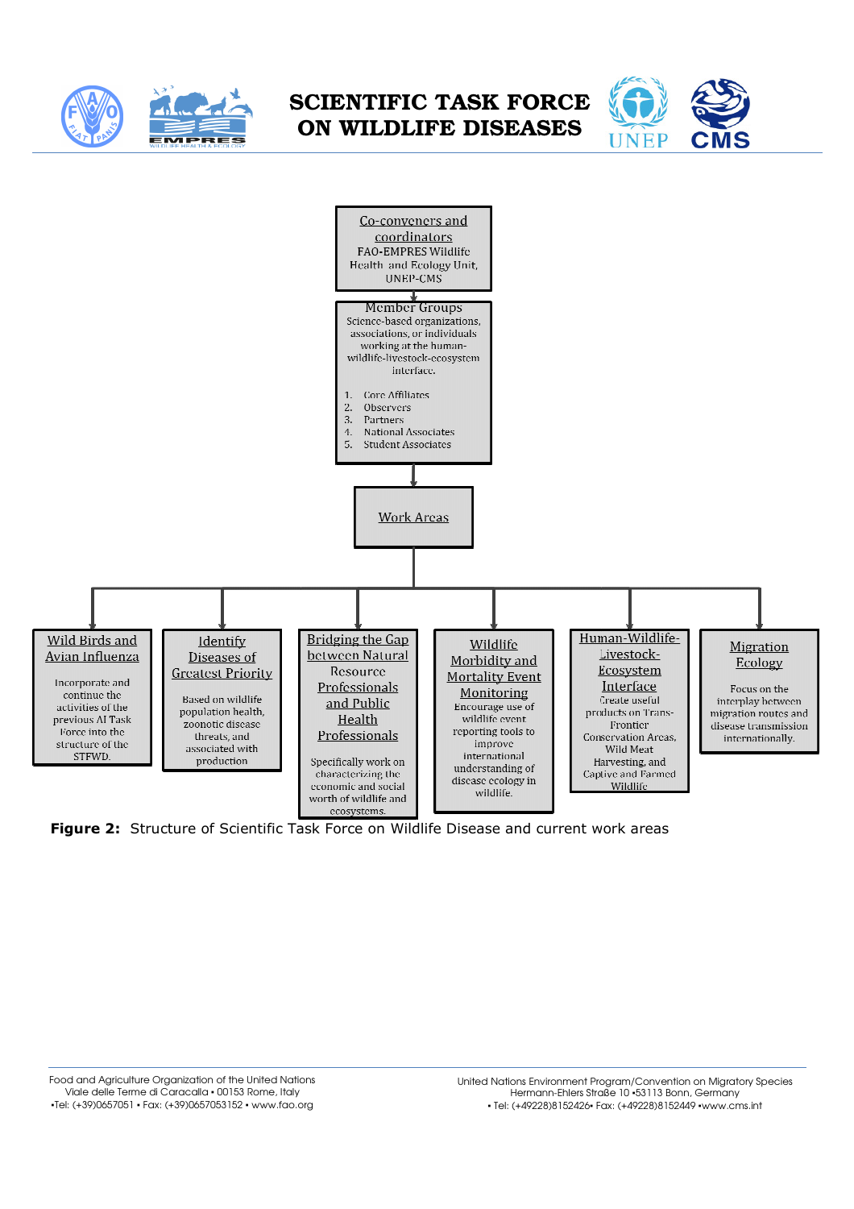Co-conveners and coordinators
FAO-EMPRES Wildlife Health and Ecology Unit, UNEP-CMS

Member Groups
Science-based organizations, associations, or individuals working at the human-wildlife-livestock-ecosystem interface.

1. Core Affiliates
2. Observers
3. Partners
4. National Associates
5. Student Associates

Work Areas

- **Wild Birds and Avian Influenza**: Incorporate and continue the activities of the previous AI Task Force into the structure of the STFWD.
- **Identify Diseases of Greatest Priority**: Based on wildlife population health, zoonotic disease threats, and associated with production
- **Bridging the Gap between Natural Resource Professionals and Public Health Professionals**: Specifically work on characterizing the economic and social worth of wildlife and ecosystems.
- **Wildlife Morbidity and Mortality Event Monitoring**: Encourage use of wildlife event reporting tools to improve international understanding of disease ecology in wildlife.
- **Human-Wildlife-Livestock-Ecosystem Interface**: Create useful products on Trans-Frontier Conservation Areas, Wild Meat Harvesting, and Captive and Farmed Wildlife
- **Migration Ecology**: Focus on the interplay between migration routes and disease transmission internationally.

**Figure 2:** Structure of Scientific Task Force on Wildlife Disease and current work areas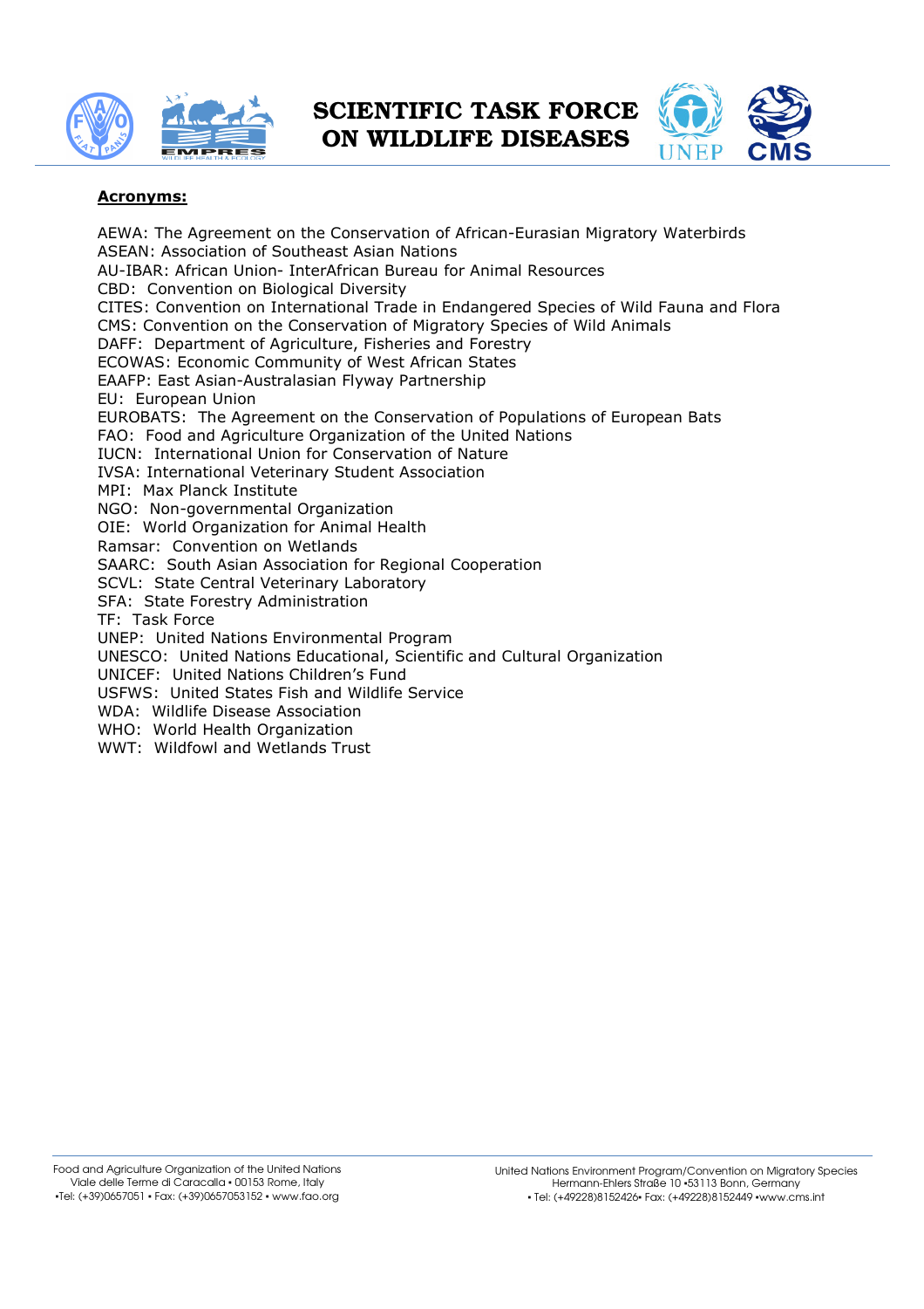**Acronyms:**

AEWA: The Agreement on the Conservation of African-Eurasian Migratory Waterbirds
ASEAN: Association of Southeast Asian Nations
AU-IBAR: African Union- InterAfrican Bureau for Animal Resources
CBD: Convention on Biological Diversity
CITES: Convention on International Trade in Endangered Species of Wild Fauna and Flora
CMS: Convention on the Conservation of Migratory Species of Wild Animals
DAFF: Department of Agriculture, Fisheries and Forestry
ECOWAS: Economic Community of West African States
EAAFP: East Asian-Australasian Flyway Partnership
EU: European Union
EUROBATS: The Agreement on the Conservation of Populations of European Bats
FAO: Food and Agriculture Organization of the United Nations
IUCN: International Union for Conservation of Nature
IVSA: International Veterinary Student Association
MPI: Max Planck Institute
NGO: Non-governmental Organization
OIE: World Organization for Animal Health
Ramsar: Convention on Wetlands
SAARC: South Asian Association for Regional Cooperation
SCVL: State Central Veterinary Laboratory
SFA: State Forestry Administration
TF: Task Force
UNEP: United Nations Environmental Program
UNESCO: United Nations Educational, Scientific and Cultural Organization
UNICEF: United Nations Children's Fund
USFWS: United States Fish and Wildlife Service
WDA: Wildlife Disease Association
WHO: World Health Organization
WWT: Wildfowl and Wetlands Trust